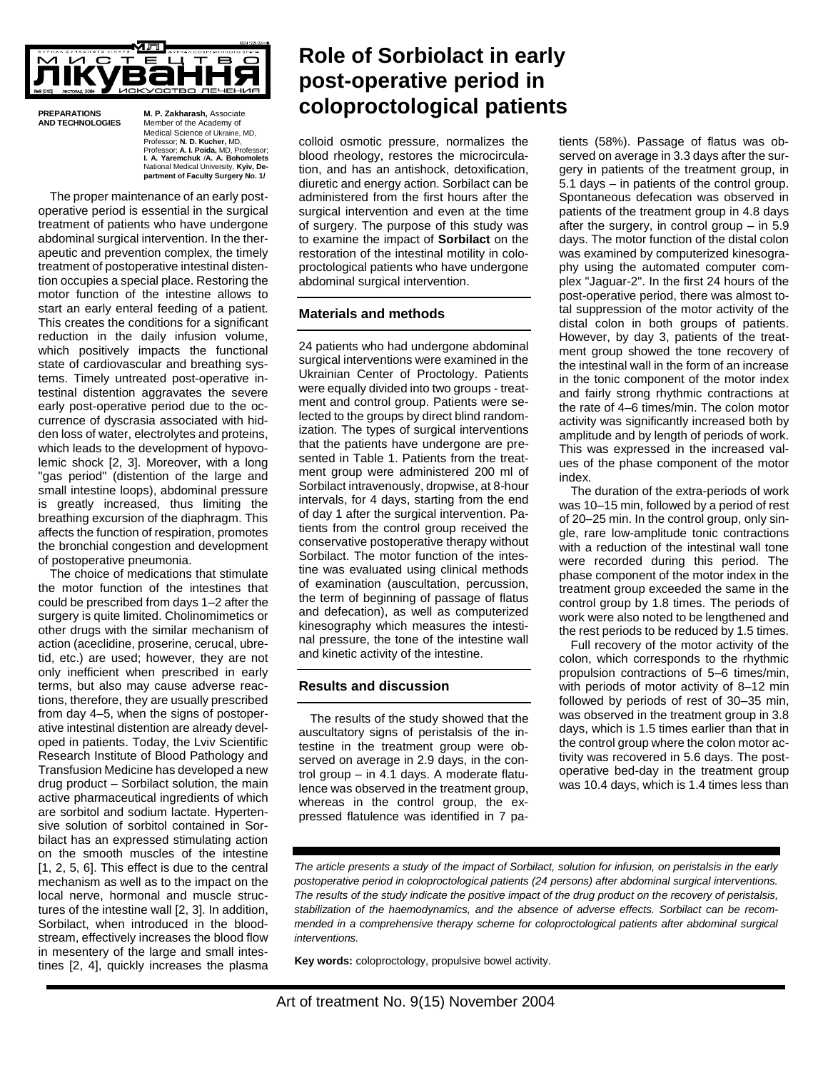# Role of Sorbiolact in early post-operative period in coloproctological patients

**PREPARATIONS AND TECHNOLOGIES**

**M. P. Zakharash,** Associate Member of the Academy of Medical Science of Ukraine, MD, Professor; **N. D. Kucher,** MD, Professor; **A. I. Poida,** MD, Professor; **I. A. Yaremchuk** /**A. A. Bohomolets** National Medical University, **Kyiv, Department of Faculty Surgery No. 1/**

The proper maintenance of an early postoperative period is essential in the surgical treatment of patients who have undergone abdominal surgical intervention. In the therapeutic and prevention complex, the timely treatment of postoperative intestinal distention occupies a special place. Restoring the motor function of the intestine allows to start an early enteral feeding of a patient. This creates the conditions for a significant reduction in the daily infusion volume, which positively impacts the functional state of cardiovascular and breathing systems. Timely untreated post-operative intestinal distention aggravates the severe early post-operative period due to the occurrence of dyscrasia associated with hidden loss of water, electrolytes and proteins, which leads to the development of hypovolemic shock [2, 3]. Moreover, with a long "gas period" (distention of the large and small intestine loops), abdominal pressure is greatly increased, thus limiting the breathing excursion of the diaphragm. This affects the function of respiration, promotes the bronchial congestion and development of postoperative pneumonia.

The choice of medications that stimulate the motor function of the intestines that could be prescribed from days 1–2 after the surgery is quite limited. Cholinomimetics or other drugs with the similar mechanism of action (aceclidine, proserine, cerucal, ubretid, etc.) are used; however, they are not only inefficient when prescribed in early terms, but also may cause adverse reactions, therefore, they are usually prescribed from day 4–5, when the signs of postoperative intestinal distention are already developed in patients. Today, the Lviv Scientific Research Institute of Blood Pathology and Transfusion Medicine has developed a new drug product – Sorbilact solution, the main active pharmaceutical ingredients of which are sorbitol and sodium lactate. Hypertensive solution of sorbitol contained in Sorbilact has an expressed stimulating action on the smooth muscles of the intestine [1, 2, 5, 6]. This effect is due to the central mechanism as well as to the impact on the local nerve, hormonal and muscle structures of the intestine wall [2, 3]. In addition, Sorbilact, when introduced in the bloodstream, effectively increases the blood flow in mesentery of the large and small intestines [2, 4], quickly increases the plasma colloid osmotic pressure, normalizes the blood rheology, restores the microcirculation, and has an antishock, detoxification, diuretic and energy action. Sorbilact can be administered from the first hours after the surgical intervention and even at the time of surgery. The purpose of this study was to examine the impact of **Sorbilact** on the restoration of the intestinal motility in coloproctological patients who have undergone abdominal surgical intervention.

## Materials and methods

24 patients who had undergone abdominal surgical interventions were examined in the Ukrainian Center of Proctology. Patients were equally divided into two groups - treatment and control group. Patients were selected to the groups by direct blind randomization. The types of surgical interventions that the patients have undergone are presented in Table 1. Patients from the treatment group were administered 200 ml of Sorbilact intravenously, dropwise, at 8-hour intervals, for 4 days, starting from the end of day 1 after the surgical intervention. Patients from the control group received the conservative postoperative therapy without Sorbilact. The motor function of the intestine was evaluated using clinical methods of examination (auscultation, percussion, the term of beginning of passage of flatus and defecation), as well as computerized kinesography which measures the intestinal pressure, the tone of the intestine wall and kinetic activity of the intestine.

## Results and discussion

The results of the study showed that the auscultatory signs of peristalsis of the intestine in the treatment group were observed on average in 2.9 days, in the control group – in 4.1 days. A moderate flatulence was observed in the treatment group, whereas in the control group, the expressed flatulence was identified in 7 patients (58%). Passage of flatus was observed on average in 3.3 days after the surgery in patients of the treatment group, in 5.1 days – in patients of the control group. Spontaneous defecation was observed in patients of the treatment group in 4.8 days after the surgery, in control group – in 5.9 days. The motor function of the distal colon was examined by computerized kinesography using the automated computer complex "Jaguar-2". In the first 24 hours of the post-operative period, there was almost total suppression of the motor activity of the distal colon in both groups of patients. However, by day 3, patients of the treatment group showed the tone recovery of the intestinal wall in the form of an increase in the tonic component of the motor index and fairly strong rhythmic contractions at the rate of 4–6 times/min. The colon motor activity was significantly increased both by amplitude and by length of periods of work. This was expressed in the increased values of the phase component of the motor index.

The duration of the extra-periods of work was 10–15 min, followed by a period of rest of 20–25 min. In the control group, only single, rare low-amplitude tonic contractions with a reduction of the intestinal wall tone were recorded during this period. The phase component of the motor index in the treatment group exceeded the same in the control group by 1.8 times. The periods of work were also noted to be lengthened and the rest periods to be reduced by 1.5 times.

Full recovery of the motor activity of the colon, which corresponds to the rhythmic propulsion contractions of 5–6 times/min, with periods of motor activity of 8–12 min followed by periods of rest of 30–35 min, was observed in the treatment group in 3.8 days, which is 1.5 times earlier than that in the control group where the colon motor activity was recovered in 5.6 days. The postoperative bed-day in the treatment group was 10.4 days, which is 1.4 times less than

*The article presents a study of the impact of Sorbilact, solution for infusion, on peristalsis in the early postoperative period in coloproctological patients (24 persons) after abdominal surgical interventions. The results of the study indicate the positive impact of the drug product on the recovery of peristalsis, stabilization of the haemodynamics, and the absence of adverse effects. Sorbilact can be recommended in a comprehensive therapy scheme for coloproctological patients after abdominal surgical interventions.*

**Key words:** coloproctology, propulsive bowel activity.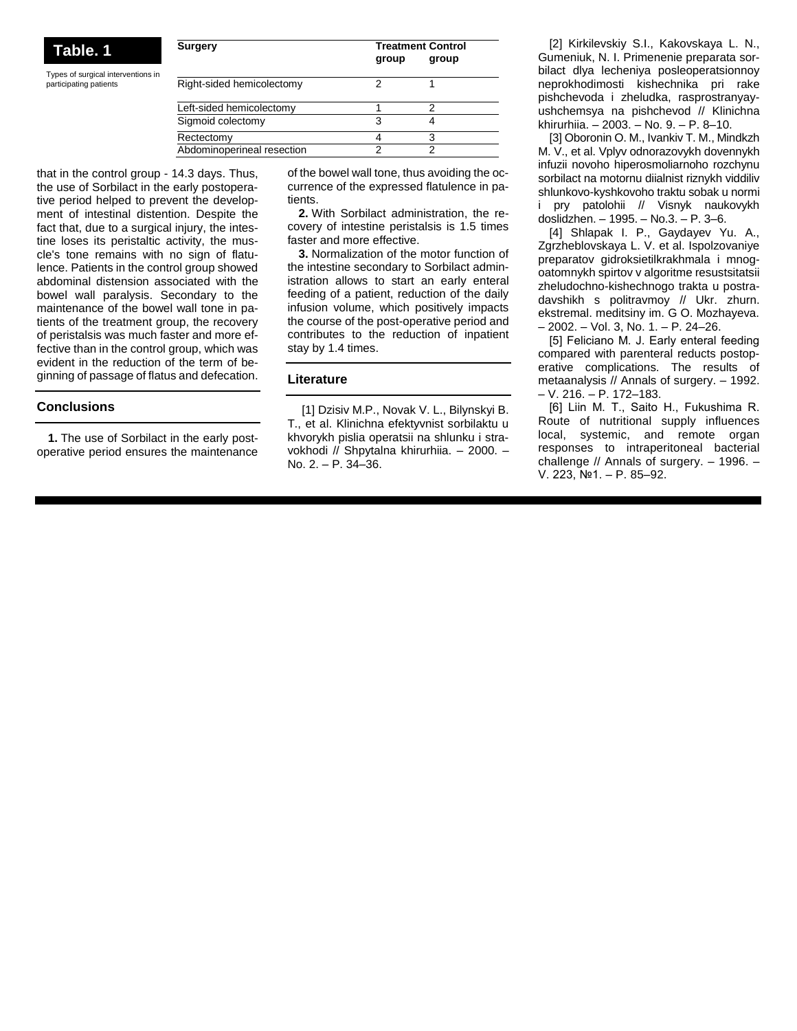**Table. 1**

Types of surgical interventions in participating patients

| Surgery | Treatment group | Control group |
| --- | --- | --- |
| Right-sided hemicolectomy | 2 | 1 |
| Left-sided hemicolectomy | 1 | 2 |
| Sigmoid colectomy | 3 | 4 |
| Rectectomy | 4 | 3 |
| Abdominoperineal resection | 2 | 2 |

that in the control group - 14.3 days. Thus, the use of Sorbilact in the early postoperative period helped to prevent the development of intestinal distention. Despite the fact that, due to a surgical injury, the intestine loses its peristaltic activity, the muscle's tone remains with no sign of flatulence. Patients in the control group showed abdominal distension associated with the bowel wall paralysis. Secondary to the maintenance of the bowel wall tone in patients of the treatment group, the recovery of peristalsis was much faster and more effective than in the control group, which was evident in the reduction of the term of beginning of passage of flatus and defecation.

## Conclusions

**1.** The use of Sorbilact in the early postoperative period ensures the maintenance of the bowel wall tone, thus avoiding the occurrence of the expressed flatulence in patients.

**2.** With Sorbilact administration, the recovery of intestine peristalsis is 1.5 times faster and more effective.

**3.** Normalization of the motor function of the intestine secondary to Sorbilact administration allows to start an early enteral feeding of a patient, reduction of the daily infusion volume, which positively impacts the course of the post-operative period and contributes to the reduction of inpatient stay by 1.4 times.

## Literature

[1] Dzisiv M.P., Novak V. L., Bilynskyi B. T., et al. Klinichna efektyvnist sorbilaktu u khvorykh pislia operatsii na shlunku i stravokhodi // Shpytalna khirurhiia. – 2000. – No. 2. – P. 34–36.

[2] Kirkilevskiy S.I., Kakovskaya L. N., Gumeniuk, N. I. Primenenie preparata sorbilact dlya lecheniya posleoperatsionnoy neprokhodimosti kishechnika pri rake pishchevoda i zheludka, rasprostranyayushchemsya na pishchevod // Klinichna khirurhiia. – 2003. – No. 9. – P. 8–10.

[3] Oboronin O. M., Ivankiv T. M., Mindkzh M. V., et al. Vplyv odnorazovykh dovennykh infuzii novoho hiperosmoliarnoho rozchynu sorbilact na motornu diialnist riznykh viddiliv shlunkovo-kyshkovoho traktu sobak u normi i pry patolohii // Visnyk naukovykh doslidzhen. – 1995. – No.3. – P. 3–6.

[4] Shlapak I. P., Gaydayev Yu. A., Zgrzheblovskaya L. V. et al. Ispolzovaniye preparatov gidroksietilkrakhmala i mnogoatomnykh spirtov v algoritme resustsitatsii zheludochno-kishechnogo trakta u postradavshikh s politravmoy // Ukr. zhurn. ekstremal. meditsiny im. G O. Mozhayeva. – 2002. – Vol. 3, No. 1. – P. 24–26.

[5] Feliciano M. J. Early enteral feeding compared with parenteral reducts postoperative complications. The results of metaanalysis // Annals of surgery. – 1992. – V. 216. – P. 172–183.

[6] Liin M. T., Saito H., Fukushima R. Route of nutritional supply influences local, systemic, and remote organ responses to intraperitoneal bacterial challenge // Annals of surgery. – 1996. – V. 223, №1. – P. 85–92.